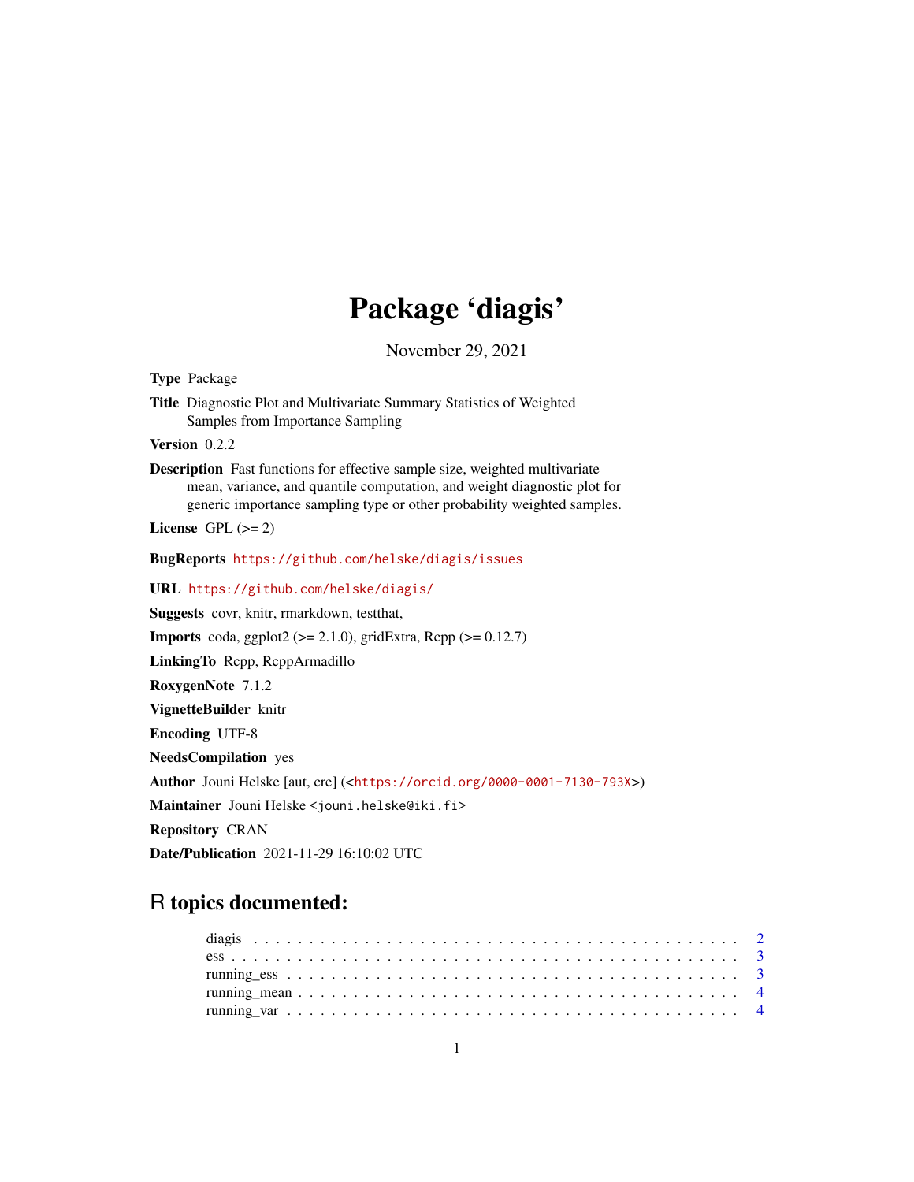# Package 'diagis'

November 29, 2021

**Type** Package

**Title** Diagnostic Plot and Multivariate Summary Statistics of Weighted Samples from Importance Sampling

**Version** 0.2.2

**Description** Fast functions for effective sample size, weighted multivariate mean, variance, and quantile computation, and weight diagnostic plot for generic importance sampling type or other probability weighted samples.

**License** GPL (>= 2)

**BugReports** https://github.com/helske/diagis/issues

**URL** https://github.com/helske/diagis/

**Suggests** covr, knitr, rmarkdown, testthat,

**Imports** coda, ggplot2 (>= 2.1.0), gridExtra, Rcpp (>= 0.12.7)

**LinkingTo** Rcpp, RcppArmadillo

**RoxygenNote** 7.1.2

**VignetteBuilder** knitr

**Encoding** UTF-8

**NeedsCompilation** yes

**Author** Jouni Helske [aut, cre] (<https://orcid.org/0000-0001-7130-793X>)

**Maintainer** Jouni Helske <jouni.helske@iki.fi>

**Repository** CRAN

**Date/Publication** 2021-11-29 16:10:02 UTC

## R topics documented:

- diagis . . . 2
- ess . . . 3
- running_ess . . . 3
- running_mean . . . 4
- running_var . . . 4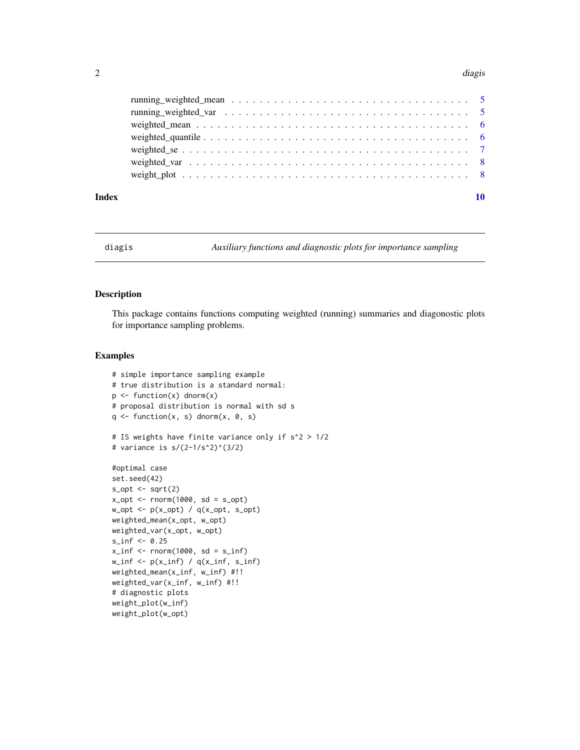running_weighted_mean . . . . . . . . . . . . . . . . . . . . . . . . . . . . . . . . . 5
running_weighted_var . . . . . . . . . . . . . . . . . . . . . . . . . . . . . . . . . 5
weighted_mean . . . . . . . . . . . . . . . . . . . . . . . . . . . . . . . . . . . . 6
weighted_quantile . . . . . . . . . . . . . . . . . . . . . . . . . . . . . . . . . . 6
weighted_se . . . . . . . . . . . . . . . . . . . . . . . . . . . . . . . . . . . . . 7
weighted_var . . . . . . . . . . . . . . . . . . . . . . . . . . . . . . . . . . . . . 8
weight_plot . . . . . . . . . . . . . . . . . . . . . . . . . . . . . . . . . . . . . 8

**Index** 10

---

diagis *Auxiliary functions and diagnostic plots for importance sampling*

---

## Description

This package contains functions computing weighted (running) summaries and diagonostic plots for importance sampling problems.

## Examples

```
# simple importance sampling example
# true distribution is a standard normal:
p <- function(x) dnorm(x)
# proposal distribution is normal with sd s
q <- function(x, s) dnorm(x, 0, s)

# IS weights have finite variance only if s^2 > 1/2
# variance is s/(2-1/s^2)^(3/2)

#optimal case
set.seed(42)
s_opt <- sqrt(2)
x_opt <- rnorm(1000, sd = s_opt)
w_opt <- p(x_opt) / q(x_opt, s_opt)
weighted_mean(x_opt, w_opt)
weighted_var(x_opt, w_opt)
s_inf <- 0.25
x_inf <- rnorm(1000, sd = s_inf)
w_inf <- p(x_inf) / q(x_inf, s_inf)
weighted_mean(x_inf, w_inf) #!!
weighted_var(x_inf, w_inf) #!!
# diagnostic plots
weight_plot(w_inf)
weight_plot(w_opt)
```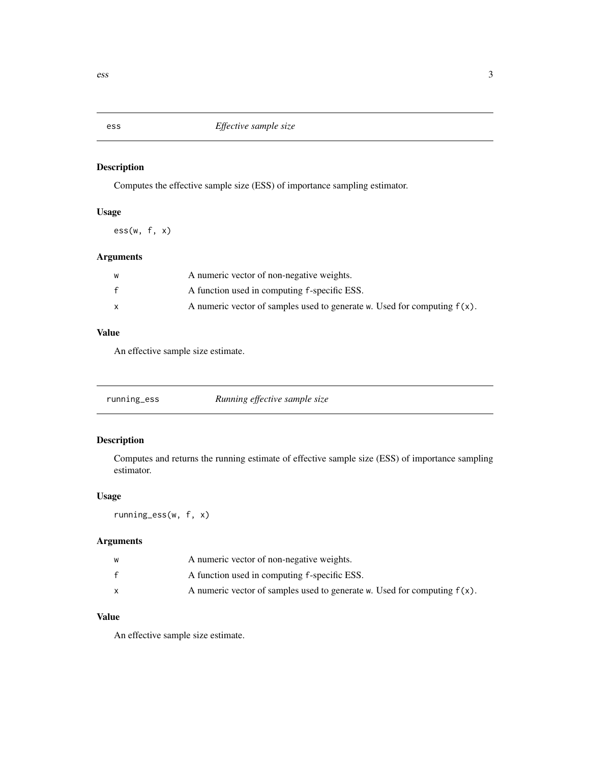## `ess` — *Effective sample size*

### Description

Computes the effective sample size (ESS) of importance sampling estimator.

### Usage

```
ess(w, f, x)
```

### Arguments

| | |
|---|---|
| `w` | A numeric vector of non-negative weights. |
| `f` | A function used in computing `f`-specific ESS. |
| `x` | A numeric vector of samples used to generate `w`. Used for computing `f(x)`. |

### Value

An effective sample size estimate.

## `running_ess` — *Running effective sample size*

### Description

Computes and returns the running estimate of effective sample size (ESS) of importance sampling estimator.

### Usage

```
running_ess(w, f, x)
```

### Arguments

| | |
|---|---|
| `w` | A numeric vector of non-negative weights. |
| `f` | A function used in computing `f`-specific ESS. |
| `x` | A numeric vector of samples used to generate `w`. Used for computing `f(x)`. |

### Value

An effective sample size estimate.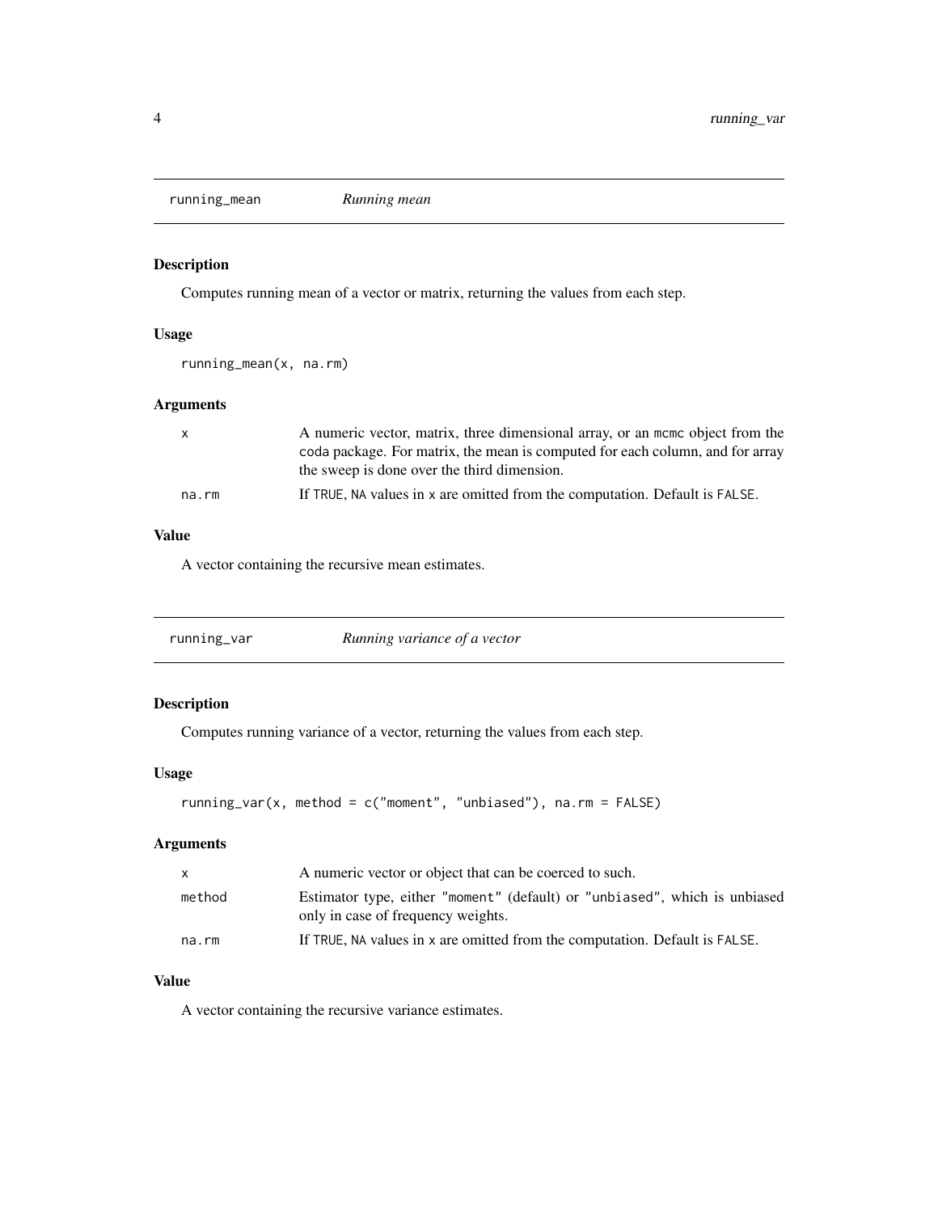## running_mean — *Running mean*

### Description

Computes running mean of a vector or matrix, returning the values from each step.

### Usage

```
running_mean(x, na.rm)
```

### Arguments

| | |
|---|---|
| `x` | A numeric vector, matrix, three dimensional array, or an `mcmc` object from the coda package. For matrix, the mean is computed for each column, and for array the sweep is done over the third dimension. |
| `na.rm` | If `TRUE`, `NA` values in `x` are omitted from the computation. Default is `FALSE`. |

### Value

A vector containing the recursive mean estimates.

## running_var — *Running variance of a vector*

### Description

Computes running variance of a vector, returning the values from each step.

### Usage

```
running_var(x, method = c("moment", "unbiased"), na.rm = FALSE)
```

### Arguments

| | |
|---|---|
| `x` | A numeric vector or object that can be coerced to such. |
| `method` | Estimator type, either `"moment"` (default) or `"unbiased"`, which is unbiased only in case of frequency weights. |
| `na.rm` | If `TRUE`, `NA` values in `x` are omitted from the computation. Default is `FALSE`. |

### Value

A vector containing the recursive variance estimates.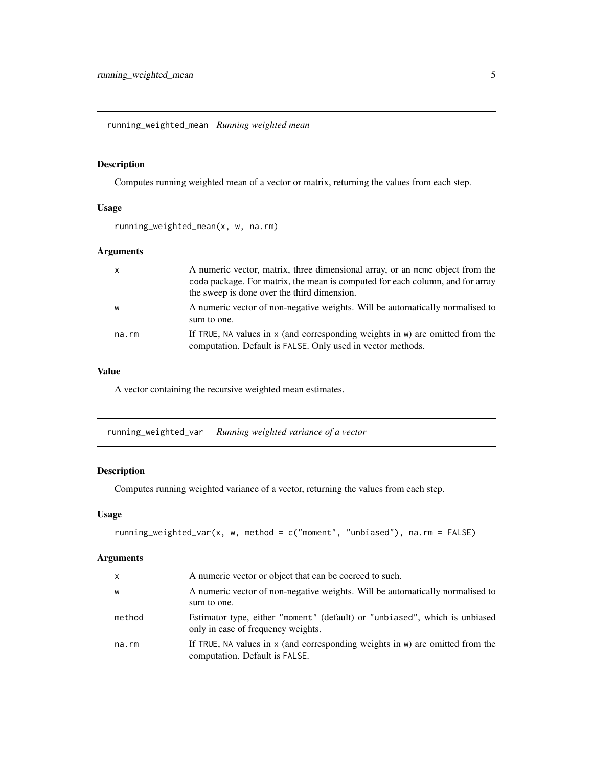## running_weighted_mean *Running weighted mean*

### Description

Computes running weighted mean of a vector or matrix, returning the values from each step.

### Usage

```
running_weighted_mean(x, w, na.rm)
```

### Arguments

| | |
|---|---|
| x | A numeric vector, matrix, three dimensional array, or an mcmc object from the coda package. For matrix, the mean is computed for each column, and for array the sweep is done over the third dimension. |
| w | A numeric vector of non-negative weights. Will be automatically normalised to sum to one. |
| na.rm | If TRUE, NA values in x (and corresponding weights in w) are omitted from the computation. Default is FALSE. Only used in vector methods. |

### Value

A vector containing the recursive weighted mean estimates.

## running_weighted_var *Running weighted variance of a vector*

### Description

Computes running weighted variance of a vector, returning the values from each step.

### Usage

```
running_weighted_var(x, w, method = c("moment", "unbiased"), na.rm = FALSE)
```

### Arguments

| | |
|---|---|
| x | A numeric vector or object that can be coerced to such. |
| w | A numeric vector of non-negative weights. Will be automatically normalised to sum to one. |
| method | Estimator type, either "moment" (default) or "unbiased", which is unbiased only in case of frequency weights. |
| na.rm | If TRUE, NA values in x (and corresponding weights in w) are omitted from the computation. Default is FALSE. |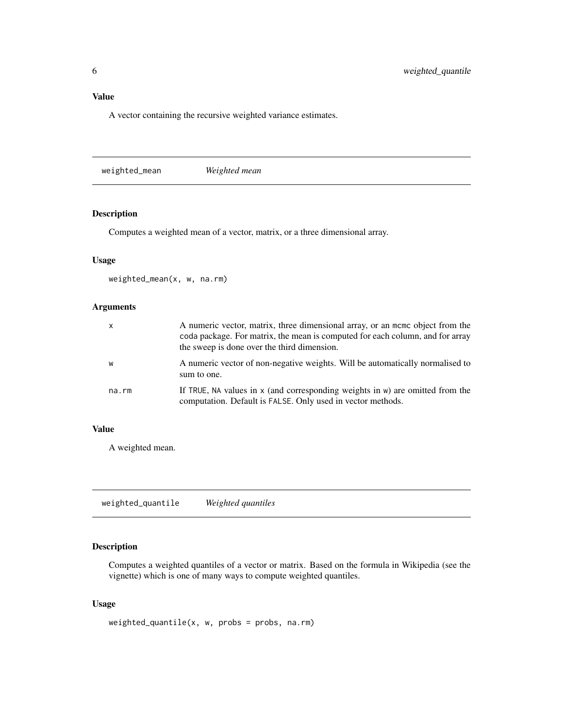### Value

A vector containing the recursive weighted variance estimates.

---

## `weighted_mean` *Weighted mean*

---

### Description

Computes a weighted mean of a vector, matrix, or a three dimensional array.

### Usage

```
weighted_mean(x, w, na.rm)
```

### Arguments

| | |
|---|---|
| `x` | A numeric vector, matrix, three dimensional array, or an `mcmc` object from the `coda` package. For matrix, the mean is computed for each column, and for array the sweep is done over the third dimension. |
| `w` | A numeric vector of non-negative weights. Will be automatically normalised to sum to one. |
| `na.rm` | If `TRUE`, `NA` values in `x` (and corresponding weights in `w`) are omitted from the computation. Default is `FALSE`. Only used in vector methods. |

### Value

A weighted mean.

---

## `weighted_quantile` *Weighted quantiles*

---

### Description

Computes a weighted quantiles of a vector or matrix. Based on the formula in Wikipedia (see the vignette) which is one of many ways to compute weighted quantiles.

### Usage

```
weighted_quantile(x, w, probs = probs, na.rm)
```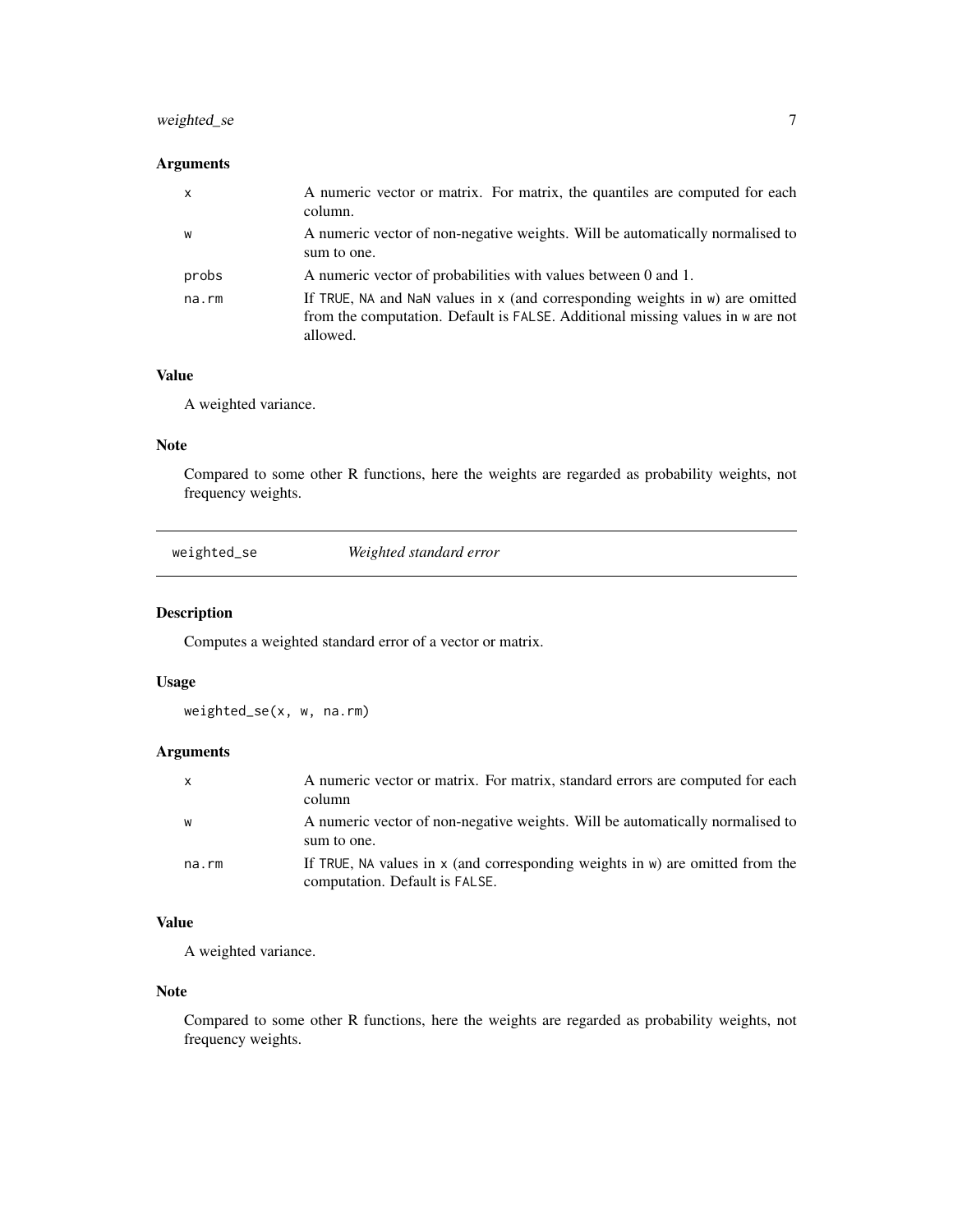### Arguments

| | |
|---|---|
| `x` | A numeric vector or matrix. For matrix, the quantiles are computed for each column. |
| `w` | A numeric vector of non-negative weights. Will be automatically normalised to sum to one. |
| `probs` | A numeric vector of probabilities with values between 0 and 1. |
| `na.rm` | If `TRUE`, `NA` and `NaN` values in `x` (and corresponding weights in `w`) are omitted from the computation. Default is `FALSE`. Additional missing values in `w` are not allowed. |

### Value

A weighted variance.

### Note

Compared to some other R functions, here the weights are regarded as probability weights, not frequency weights.

---

## `weighted_se` *Weighted standard error*

### Description

Computes a weighted standard error of a vector or matrix.

### Usage

```
weighted_se(x, w, na.rm)
```

### Arguments

| | |
|---|---|
| `x` | A numeric vector or matrix. For matrix, standard errors are computed for each column |
| `w` | A numeric vector of non-negative weights. Will be automatically normalised to sum to one. |
| `na.rm` | If `TRUE`, `NA` values in `x` (and corresponding weights in `w`) are omitted from the computation. Default is `FALSE`. |

### Value

A weighted variance.

### Note

Compared to some other R functions, here the weights are regarded as probability weights, not frequency weights.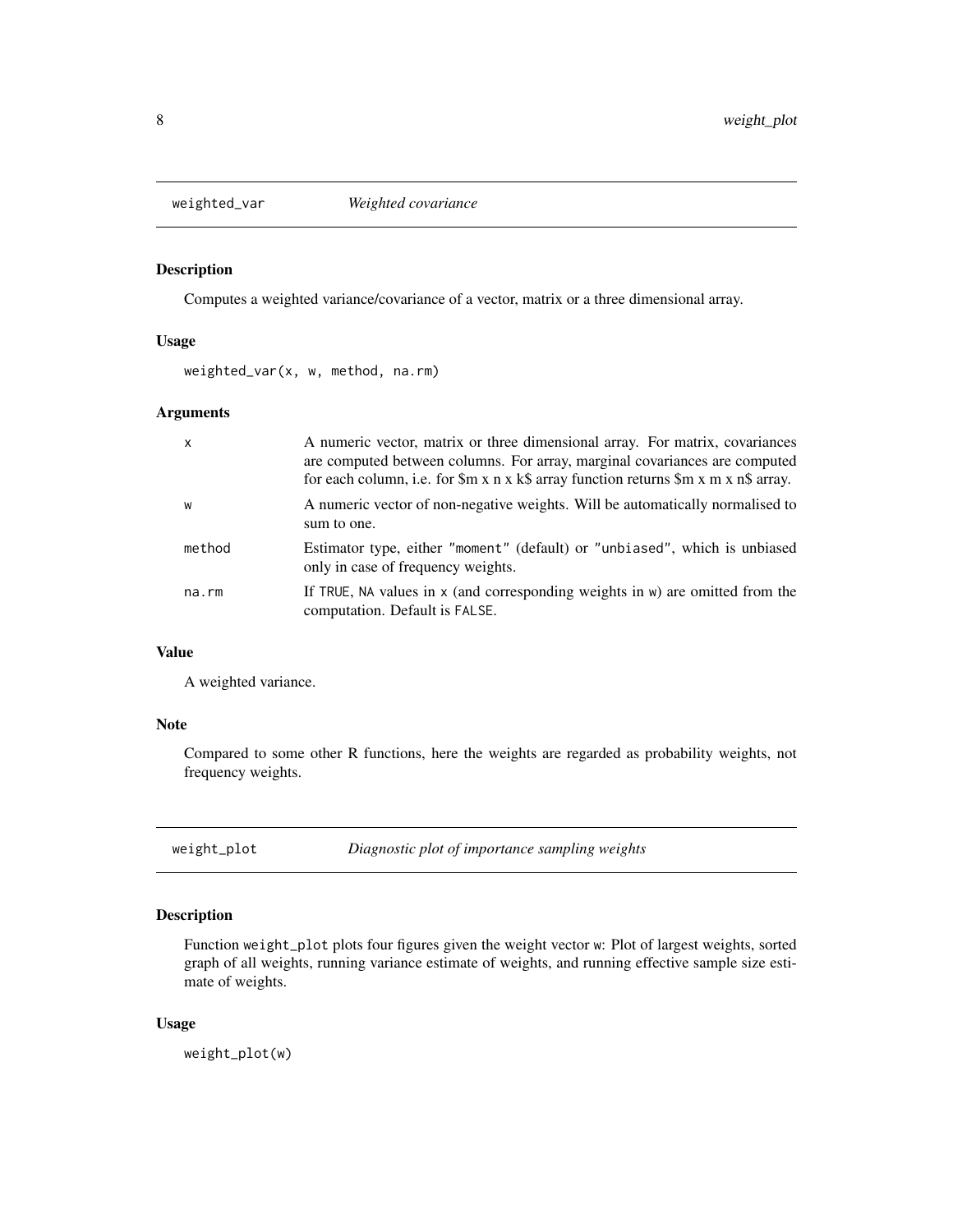## weighted_var — *Weighted covariance*

### Description

Computes a weighted variance/covariance of a vector, matrix or a three dimensional array.

### Usage

```
weighted_var(x, w, method, na.rm)
```

### Arguments

| | |
|---|---|
| `x` | A numeric vector, matrix or three dimensional array. For matrix, covariances are computed between columns. For array, marginal covariances are computed for each column, i.e. for $m x n x k$ array function returns $m x m x n$ array. |
| `w` | A numeric vector of non-negative weights. Will be automatically normalised to sum to one. |
| `method` | Estimator type, either `"moment"` (default) or `"unbiased"`, which is unbiased only in case of frequency weights. |
| `na.rm` | If `TRUE`, `NA` values in `x` (and corresponding weights in `w`) are omitted from the computation. Default is `FALSE`. |

### Value

A weighted variance.

### Note

Compared to some other R functions, here the weights are regarded as probability weights, not frequency weights.

## weight_plot — *Diagnostic plot of importance sampling weights*

### Description

Function `weight_plot` plots four figures given the weight vector `w`: Plot of largest weights, sorted graph of all weights, running variance estimate of weights, and running effective sample size estimate of weights.

### Usage

```
weight_plot(w)
```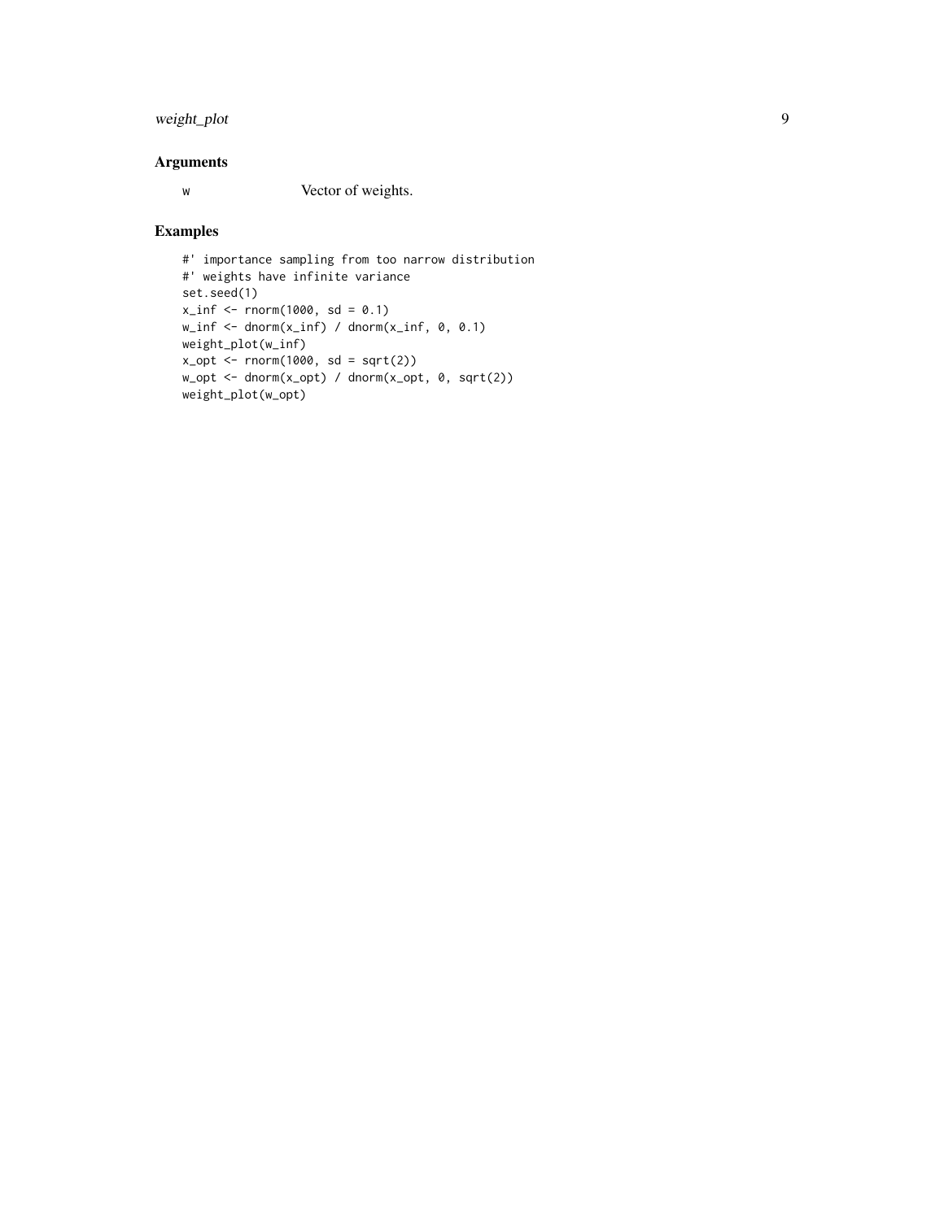## Arguments

| | |
|---|---|
| `w` | Vector of weights. |

## Examples

```
#' importance sampling from too narrow distribution
#' weights have infinite variance
set.seed(1)
x_inf <- rnorm(1000, sd = 0.1)
w_inf <- dnorm(x_inf) / dnorm(x_inf, 0, 0.1)
weight_plot(w_inf)
x_opt <- rnorm(1000, sd = sqrt(2))
w_opt <- dnorm(x_opt) / dnorm(x_opt, 0, sqrt(2))
weight_plot(w_opt)
```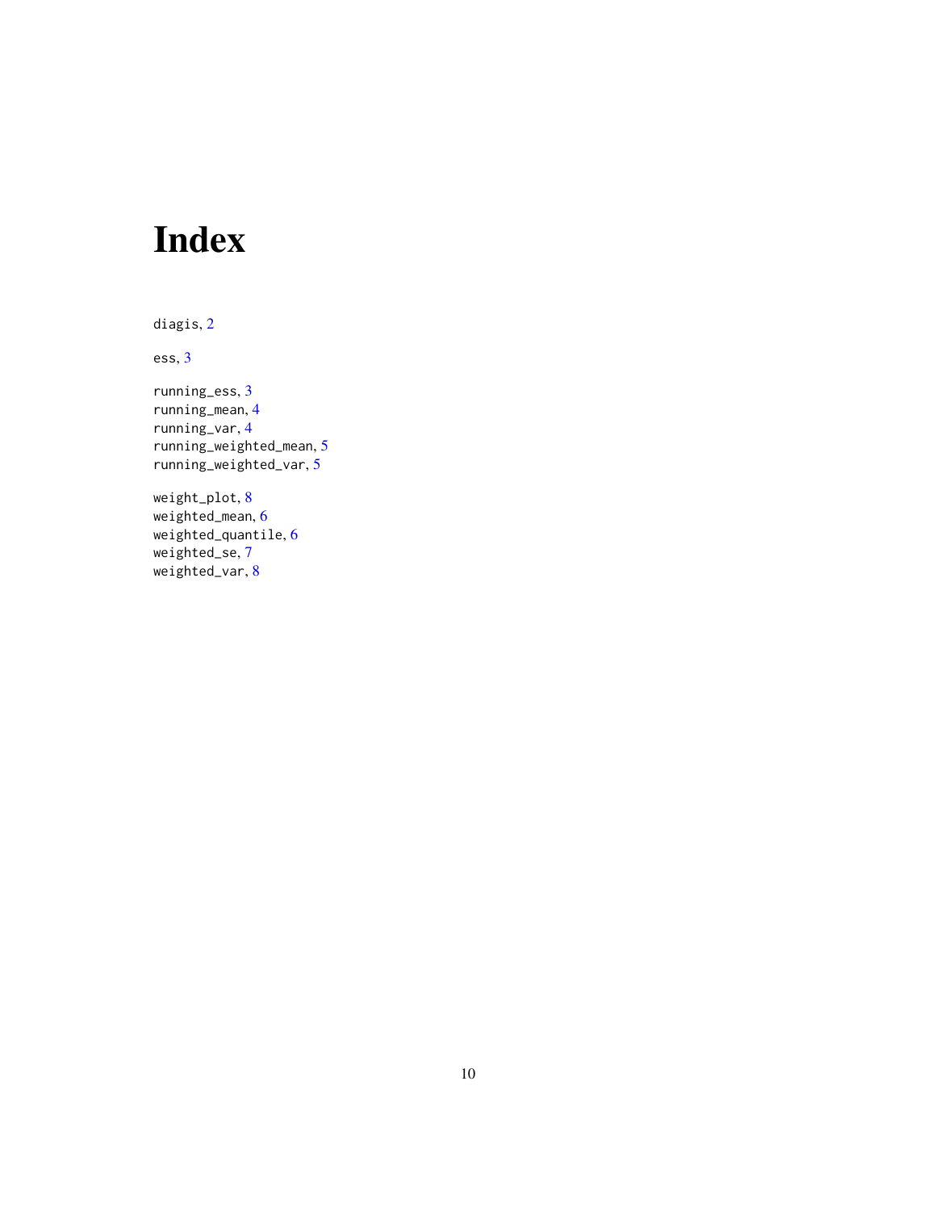# Index

diagis, 2

ess, 3

running_ess, 3
running_mean, 4
running_var, 4
running_weighted_mean, 5
running_weighted_var, 5

weight_plot, 8
weighted_mean, 6
weighted_quantile, 6
weighted_se, 7
weighted_var, 8